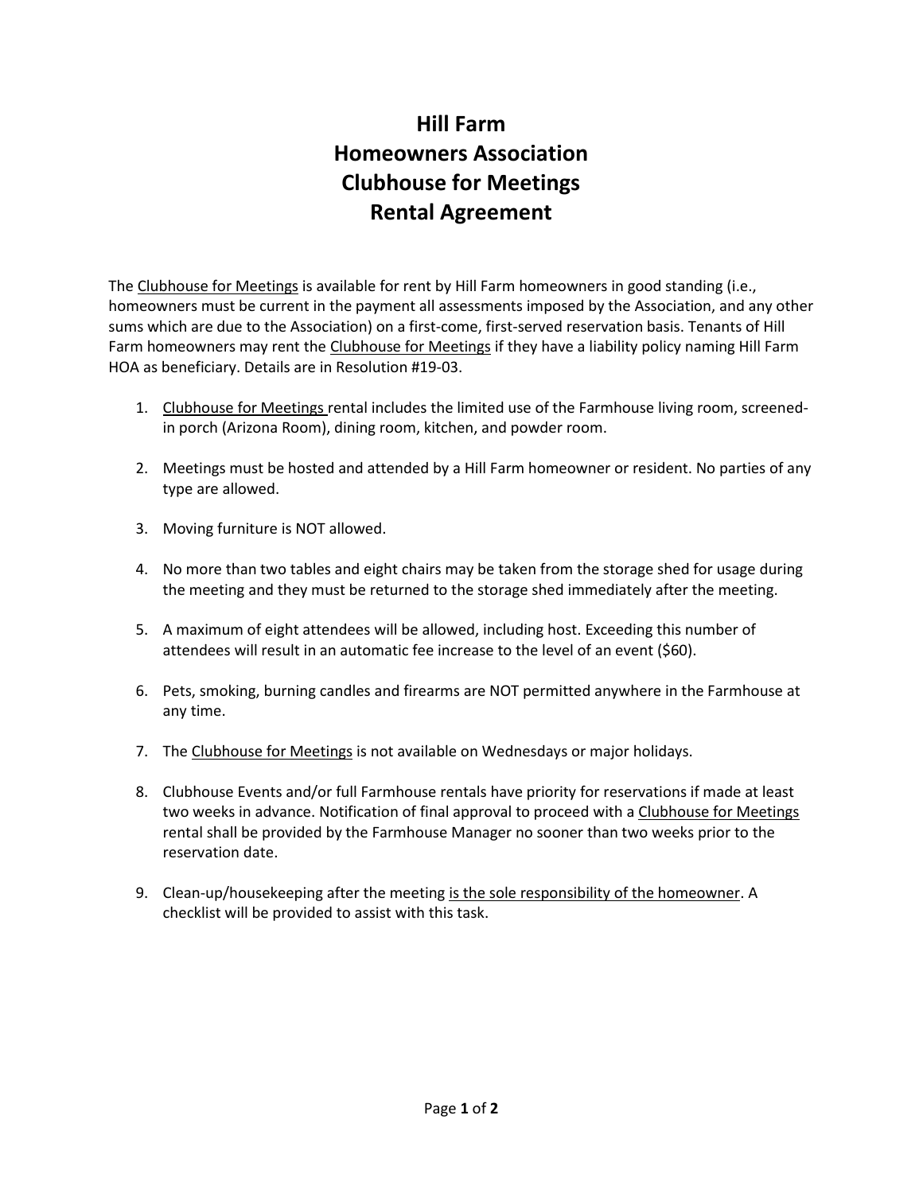# Hill Farm
# Homeowners Association
# Clubhouse for Meetings
# Rental Agreement

The Clubhouse for Meetings is available for rent by Hill Farm homeowners in good standing (i.e., homeowners must be current in the payment all assessments imposed by the Association, and any other sums which are due to the Association) on a first-come, first-served reservation basis. Tenants of Hill Farm homeowners may rent the Clubhouse for Meetings if they have a liability policy naming Hill Farm HOA as beneficiary. Details are in Resolution #19-03.

1. Clubhouse for Meetings rental includes the limited use of the Farmhouse living room, screened-in porch (Arizona Room), dining room, kitchen, and powder room.

2. Meetings must be hosted and attended by a Hill Farm homeowner or resident. No parties of any type are allowed.

3. Moving furniture is NOT allowed.

4. No more than two tables and eight chairs may be taken from the storage shed for usage during the meeting and they must be returned to the storage shed immediately after the meeting.

5. A maximum of eight attendees will be allowed, including host. Exceeding this number of attendees will result in an automatic fee increase to the level of an event ($60).

6. Pets, smoking, burning candles and firearms are NOT permitted anywhere in the Farmhouse at any time.

7. The Clubhouse for Meetings is not available on Wednesdays or major holidays.

8. Clubhouse Events and/or full Farmhouse rentals have priority for reservations if made at least two weeks in advance. Notification of final approval to proceed with a Clubhouse for Meetings rental shall be provided by the Farmhouse Manager no sooner than two weeks prior to the reservation date.

9. Clean-up/housekeeping after the meeting is the sole responsibility of the homeowner. A checklist will be provided to assist with this task.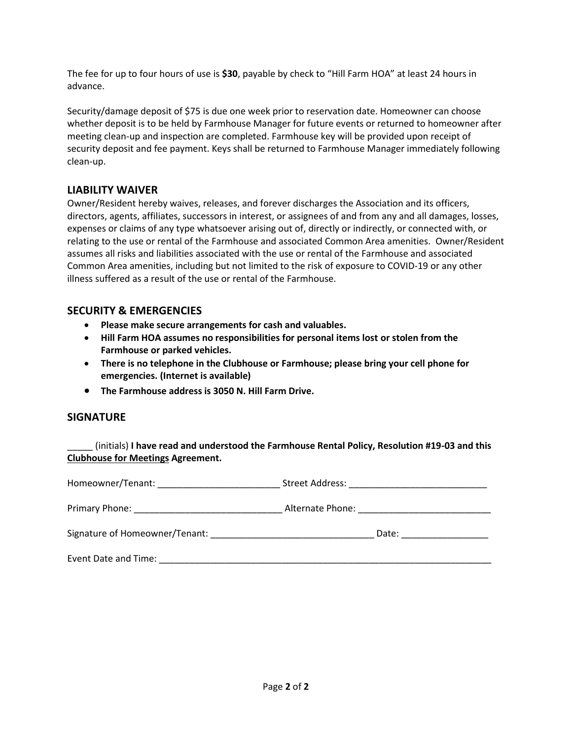The fee for up to four hours of use is **$30**, payable by check to “Hill Farm HOA” at least 24 hours in advance.

Security/damage deposit of $75 is due one week prior to reservation date. Homeowner can choose whether deposit is to be held by Farmhouse Manager for future events or returned to homeowner after meeting clean-up and inspection are completed. Farmhouse key will be provided upon receipt of security deposit and fee payment. Keys shall be returned to Farmhouse Manager immediately following clean-up.

## LIABILITY WAIVER

Owner/Resident hereby waives, releases, and forever discharges the Association and its officers, directors, agents, affiliates, successors in interest, or assignees of and from any and all damages, losses, expenses or claims of any type whatsoever arising out of, directly or indirectly, or connected with, or relating to the use or rental of the Farmhouse and associated Common Area amenities. Owner/Resident assumes all risks and liabilities associated with the use or rental of the Farmhouse and associated Common Area amenities, including but not limited to the risk of exposure to COVID-19 or any other illness suffered as a result of the use or rental of the Farmhouse.

## SECURITY & EMERGENCIES

- **Please make secure arrangements for cash and valuables.**
- **Hill Farm HOA assumes no responsibilities for personal items lost or stolen from the Farmhouse or parked vehicles.**
- **There is no telephone in the Clubhouse or Farmhouse; please bring your cell phone for emergencies. (Internet is available)**
- **The Farmhouse address is 3050 N. Hill Farm Drive.**

## SIGNATURE

_____ (initials) **I have read and understood the Farmhouse Rental Policy, Resolution #19-03 and this <u>Clubhouse for Meetings</u> Agreement.**

Homeowner/Tenant: ________________________ Street Address: ___________________________

Primary Phone: _____________________________ Alternate Phone: __________________________

Signature of Homeowner/Tenant: _______________________________ Date: _________________

Event Date and Time: ___________________________________________________________________